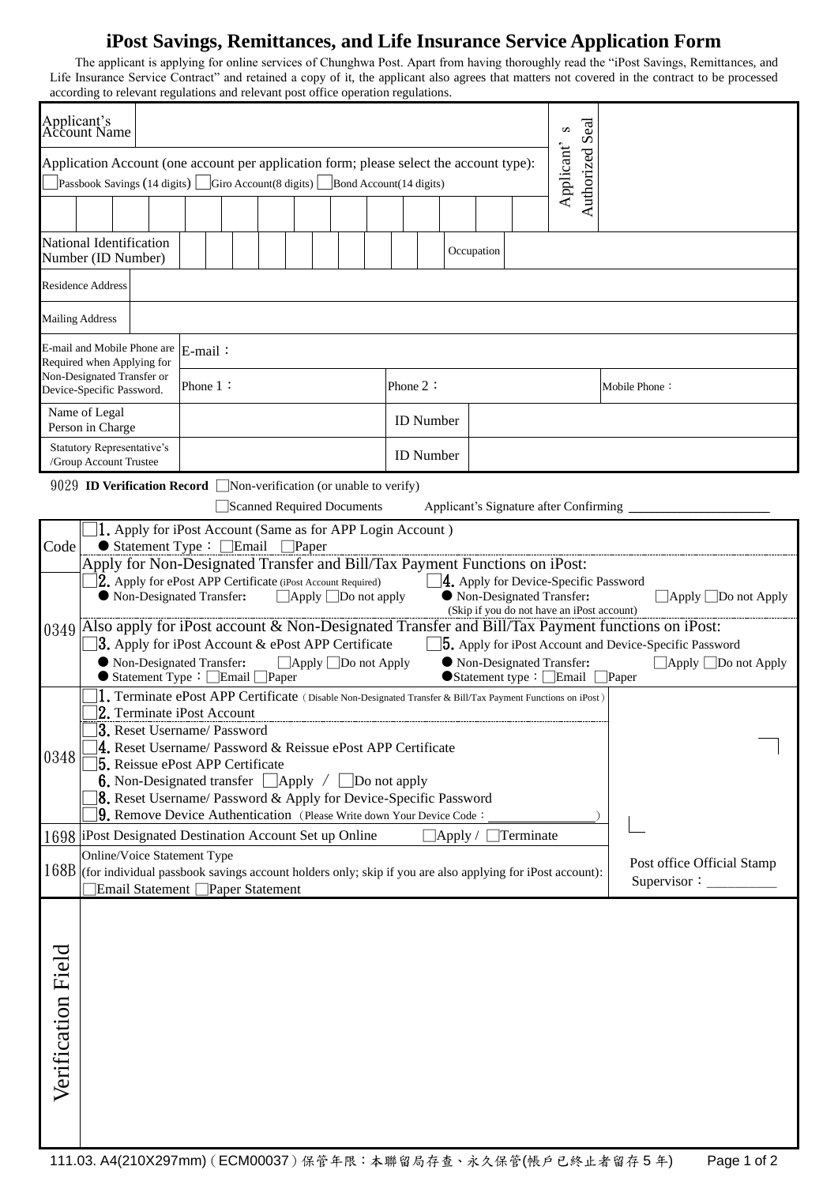# iPost Savings, Remittances, and Life Insurance Service Application Form

The applicant is applying for online services of Chunghwa Post. Apart from having thoroughly read the "iPost Savings, Remittances, and Life Insurance Service Contract" and retained a copy of it, the applicant also agrees that matters not covered in the contract to be processed according to relevant regulations and relevant post office operation regulations.

| Applicant's Account Name | | Applicant's Authorized Seal |
|---|---|---|
| Application Account (one account per application form; please select the account type): ☐Passbook Savings (14 digits) ☐Giro Account(8 digits) ☐Bond Account(14 digits) | | |
| | | |

| National Identification Number (ID Number) | | Occupation | |
|---|---|---|---|
| Residence Address | | | |
| Mailing Address | | | |
| E-mail and Mobile Phone are Required when Applying for Non-Designated Transfer or Device-Specific Password. | E-mail： | | |
| | Phone 1： | Phone 2： | Mobile Phone： |
| Name of Legal Person in Charge | | ID Number | |
| Statutory Representative's /Group Account Trustee | | ID Number | |

9029 **ID Verification Record** ☐Non-verification (or unable to verify)

☐Scanned Required Documents Applicant's Signature after Confirming ____________

| Code | | |
|---|---|---|
| | ☐1. Apply for iPost Account (Same as for APP Login Account ) ● Statement Type：☐Email ☐Paper | |
| 0349 | Apply for Non-Designated Transfer and Bill/Tax Payment Functions on iPost: ☐2. Apply for ePost APP Certificate (iPost Account Required) ● Non-Designated Transfer: ☐Apply ☐Do not apply ☐4. Apply for Device-Specific Password ● Non-Designated Transfer: ☐Apply ☐Do not Apply (Skip if you do not have an iPost account) | |
| | Also apply for iPost account & Non-Designated Transfer and Bill/Tax Payment functions on iPost: ☐3. Apply for iPost Account & ePost APP Certificate ● Non-Designated Transfer: ☐Apply ☐Do not Apply ● Statement Type：☐Email ☐Paper ☐5. Apply for iPost Account and Device-Specific Password ● Non-Designated Transfer: ☐Apply ☐Do not Apply ●Statement type：☐Email ☐Paper | |
| 0348 | ☐1. Terminate ePost APP Certificate (Disable Non-Designated Transfer & Bill/Tax Payment Functions on iPost) ☐2. Terminate iPost Account ☐3. Reset Username/ Password ☐4. Reset Username/ Password & Reissue ePost APP Certificate ☐5. Reissue ePost APP Certificate ☐6. Non-Designated transfer ☐Apply / ☐Do not apply ☐8. Reset Username/ Password & Apply for Device-Specific Password ☐9. Remove Device Authentication (Please Write down Your Device Code：____________) | |
| 1698 | iPost Designated Destination Account Set up Online ☐Apply / ☐Terminate | |
| 168B | Online/Voice Statement Type (for individual passbook savings account holders only; skip if you are also applying for iPost account): ☐Email Statement ☐Paper Statement | Post office Official Stamp Supervisor：________ |
| Verification Field | | |

111.03. A4(210X297mm)（ECM00037）保管年限：本聯留局存查、永久保管(帳戶已終止者留存 5 年)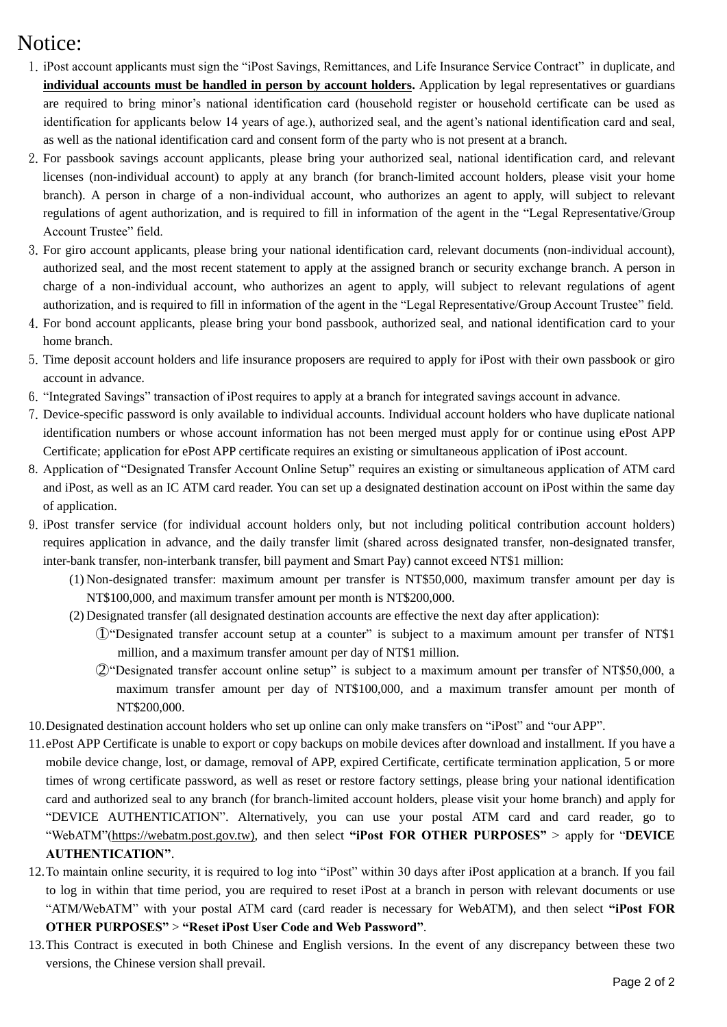# Notice:

1. iPost account applicants must sign the "iPost Savings, Remittances, and Life Insurance Service Contract" in duplicate, and **individual accounts must be handled in person by account holders.** Application by legal representatives or guardians are required to bring minor's national identification card (household register or household certificate can be used as identification for applicants below 14 years of age.), authorized seal, and the agent's national identification card and seal, as well as the national identification card and consent form of the party who is not present at a branch.
2. For passbook savings account applicants, please bring your authorized seal, national identification card, and relevant licenses (non-individual account) to apply at any branch (for branch-limited account holders, please visit your home branch). A person in charge of a non-individual account, who authorizes an agent to apply, will subject to relevant regulations of agent authorization, and is required to fill in information of the agent in the "Legal Representative/Group Account Trustee" field.
3. For giro account applicants, please bring your national identification card, relevant documents (non-individual account), authorized seal, and the most recent statement to apply at the assigned branch or security exchange branch. A person in charge of a non-individual account, who authorizes an agent to apply, will subject to relevant regulations of agent authorization, and is required to fill in information of the agent in the "Legal Representative/Group Account Trustee" field.
4. For bond account applicants, please bring your bond passbook, authorized seal, and national identification card to your home branch.
5. Time deposit account holders and life insurance proposers are required to apply for iPost with their own passbook or giro account in advance.
6. "Integrated Savings" transaction of iPost requires to apply at a branch for integrated savings account in advance.
7. Device-specific password is only available to individual accounts. Individual account holders who have duplicate national identification numbers or whose account information has not been merged must apply for or continue using ePost APP Certificate; application for ePost APP certificate requires an existing or simultaneous application of iPost account.
8. Application of "Designated Transfer Account Online Setup" requires an existing or simultaneous application of ATM card and iPost, as well as an IC ATM card reader. You can set up a designated destination account on iPost within the same day of application.
9. iPost transfer service (for individual account holders only, but not including political contribution account holders) requires application in advance, and the daily transfer limit (shared across designated transfer, non-designated transfer, inter-bank transfer, non-interbank transfer, bill payment and Smart Pay) cannot exceed NT$1 million:
   (1) Non-designated transfer: maximum amount per transfer is NT$50,000, maximum transfer amount per day is NT$100,000, and maximum transfer amount per month is NT$200,000.
   (2) Designated transfer (all designated destination accounts are effective the next day after application):
      ① "Designated transfer account setup at a counter" is subject to a maximum amount per transfer of NT$1 million, and a maximum transfer amount per day of NT$1 million.
      ② "Designated transfer account online setup" is subject to a maximum amount per transfer of NT$50,000, a maximum transfer amount per day of NT$100,000, and a maximum transfer amount per month of NT$200,000.
10. Designated destination account holders who set up online can only make transfers on "iPost" and "our APP".
11. ePost APP Certificate is unable to export or copy backups on mobile devices after download and installment. If you have a mobile device change, lost, or damage, removal of APP, expired Certificate, certificate termination application, 5 or more times of wrong certificate password, as well as reset or restore factory settings, please bring your national identification card and authorized seal to any branch (for branch-limited account holders, please visit your home branch) and apply for "DEVICE AUTHENTICATION". Alternatively, you can use your postal ATM card and card reader, go to "WebATM"(https://webatm.post.gov.tw), and then select **"iPost FOR OTHER PURPOSES"** > apply for "**DEVICE AUTHENTICATION"**.
12. To maintain online security, it is required to log into "iPost" within 30 days after iPost application at a branch. If you fail to log in within that time period, you are required to reset iPost at a branch in person with relevant documents or use "ATM/WebATM" with your postal ATM card (card reader is necessary for WebATM), and then select **"iPost FOR OTHER PURPOSES"** > **"Reset iPost User Code and Web Password"**.
13. This Contract is executed in both Chinese and English versions. In the event of any discrepancy between these two versions, the Chinese version shall prevail.